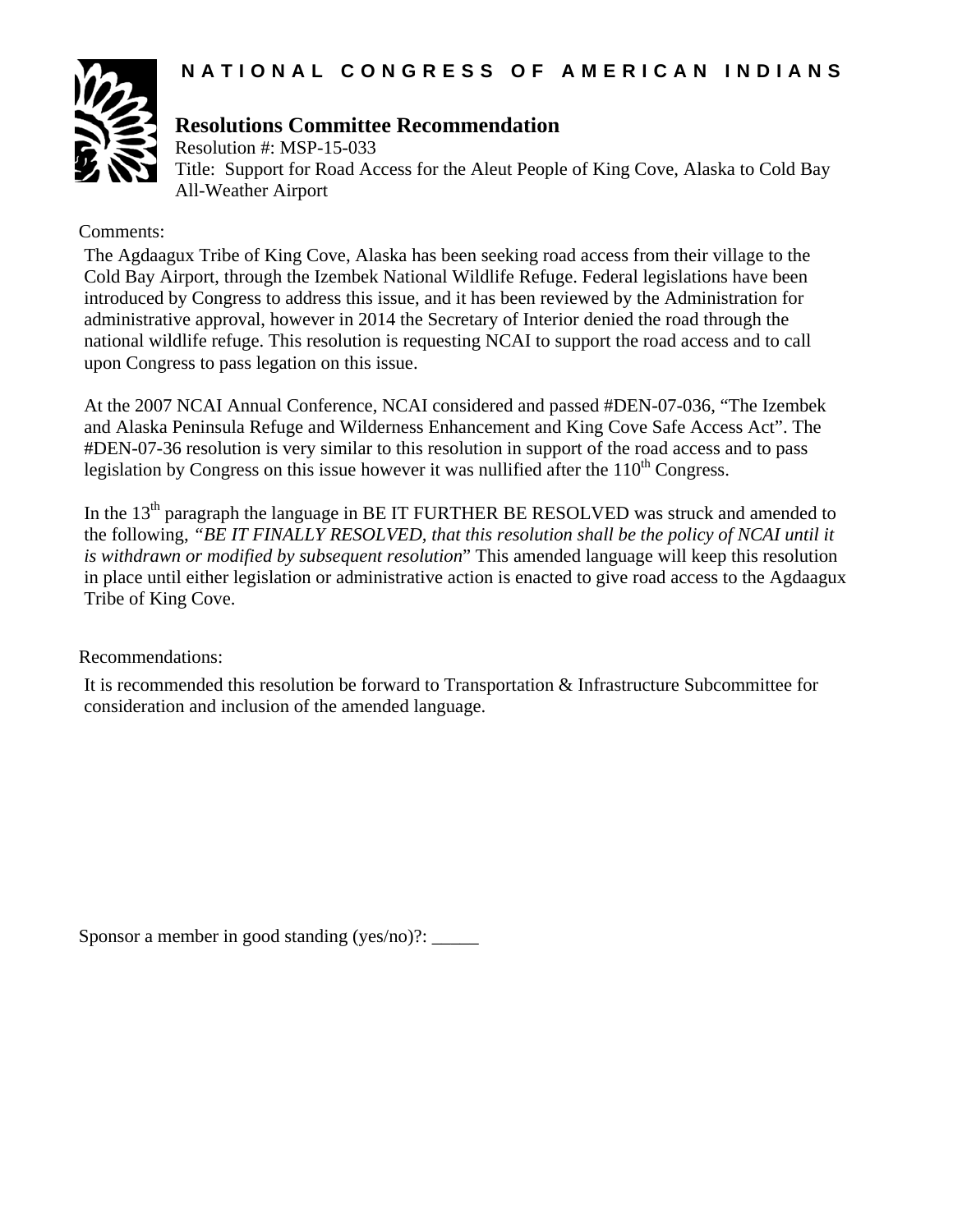**NATIONAL CONGRESS OF AMERICAN INDIANS**

## Resolutions Committee Recommendation

Resolution #: MSP-15-033

Title: Support for Road Access for the Aleut People of King Cove, Alaska to Cold Bay All-Weather Airport

Comments:

The Agdaagux Tribe of King Cove, Alaska has been seeking road access from their village to the Cold Bay Airport, through the Izembek National Wildlife Refuge. Federal legislations have been introduced by Congress to address this issue, and it has been reviewed by the Administration for administrative approval, however in 2014 the Secretary of Interior denied the road through the national wildlife refuge. This resolution is requesting NCAI to support the road access and to call upon Congress to pass legation on this issue.

At the 2007 NCAI Annual Conference, NCAI considered and passed #DEN-07-036, "The Izembek and Alaska Peninsula Refuge and Wilderness Enhancement and King Cove Safe Access Act". The #DEN-07-36 resolution is very similar to this resolution in support of the road access and to pass legislation by Congress on this issue however it was nullified after the 110th Congress.

In the 13th paragraph the language in BE IT FURTHER BE RESOLVED was struck and amended to the following, *"BE IT FINALLY RESOLVED, that this resolution shall be the policy of NCAI until it is withdrawn or modified by subsequent resolution*" This amended language will keep this resolution in place until either legislation or administrative action is enacted to give road access to the Agdaagux Tribe of King Cove.

Recommendations:

It is recommended this resolution be forward to Transportation & Infrastructure Subcommittee for consideration and inclusion of the amended language.

Sponsor a member in good standing (yes/no)?: _____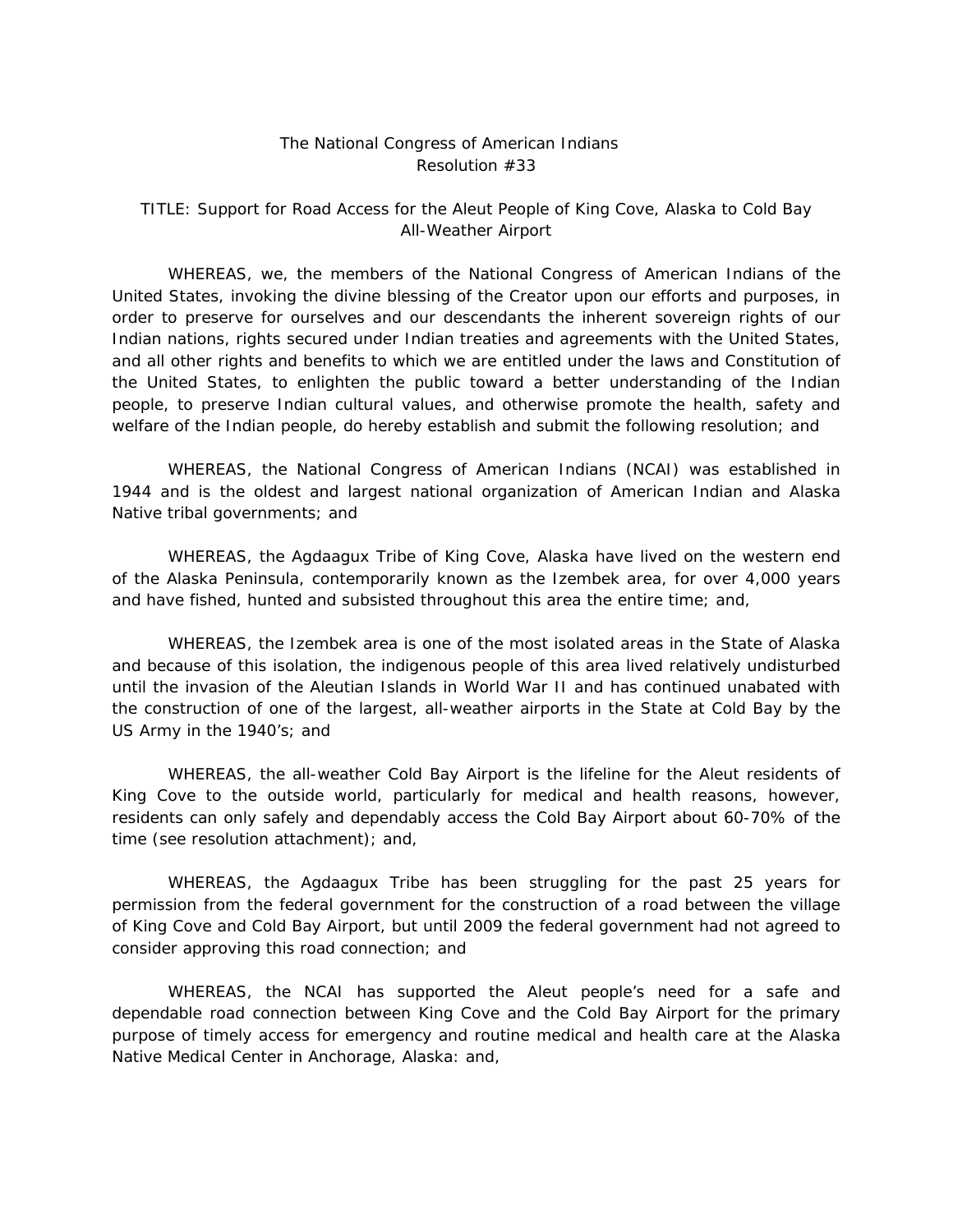The National Congress of American Indians
Resolution #33

TITLE: Support for Road Access for the Aleut People of King Cove, Alaska to Cold Bay All-Weather Airport

WHEREAS, we, the members of the National Congress of American Indians of the United States, invoking the divine blessing of the Creator upon our efforts and purposes, in order to preserve for ourselves and our descendants the inherent sovereign rights of our Indian nations, rights secured under Indian treaties and agreements with the United States, and all other rights and benefits to which we are entitled under the laws and Constitution of the United States, to enlighten the public toward a better understanding of the Indian people, to preserve Indian cultural values, and otherwise promote the health, safety and welfare of the Indian people, do hereby establish and submit the following resolution; and

WHEREAS, the National Congress of American Indians (NCAI) was established in 1944 and is the oldest and largest national organization of American Indian and Alaska Native tribal governments; and

WHEREAS, the Agdaagux Tribe of King Cove, Alaska have lived on the western end of the Alaska Peninsula, contemporarily known as the Izembek area, for over 4,000 years and have fished, hunted and subsisted throughout this area the entire time; and,

WHEREAS, the Izembek area is one of the most isolated areas in the State of Alaska and because of this isolation, the indigenous people of this area lived relatively undisturbed until the invasion of the Aleutian Islands in World War II and has continued unabated with the construction of one of the largest, all-weather airports in the State at Cold Bay by the US Army in the 1940's; and

WHEREAS, the all-weather Cold Bay Airport is the lifeline for the Aleut residents of King Cove to the outside world, particularly for medical and health reasons, however, residents can only safely and dependably access the Cold Bay Airport about 60-70% of the time (see resolution attachment); and,

WHEREAS, the Agdaagux Tribe has been struggling for the past 25 years for permission from the federal government for the construction of a road between the village of King Cove and Cold Bay Airport, but until 2009 the federal government had not agreed to consider approving this road connection; and

WHEREAS, the NCAI has supported the Aleut people's need for a safe and dependable road connection between King Cove and the Cold Bay Airport for the primary purpose of timely access for emergency and routine medical and health care at the Alaska Native Medical Center in Anchorage, Alaska: and,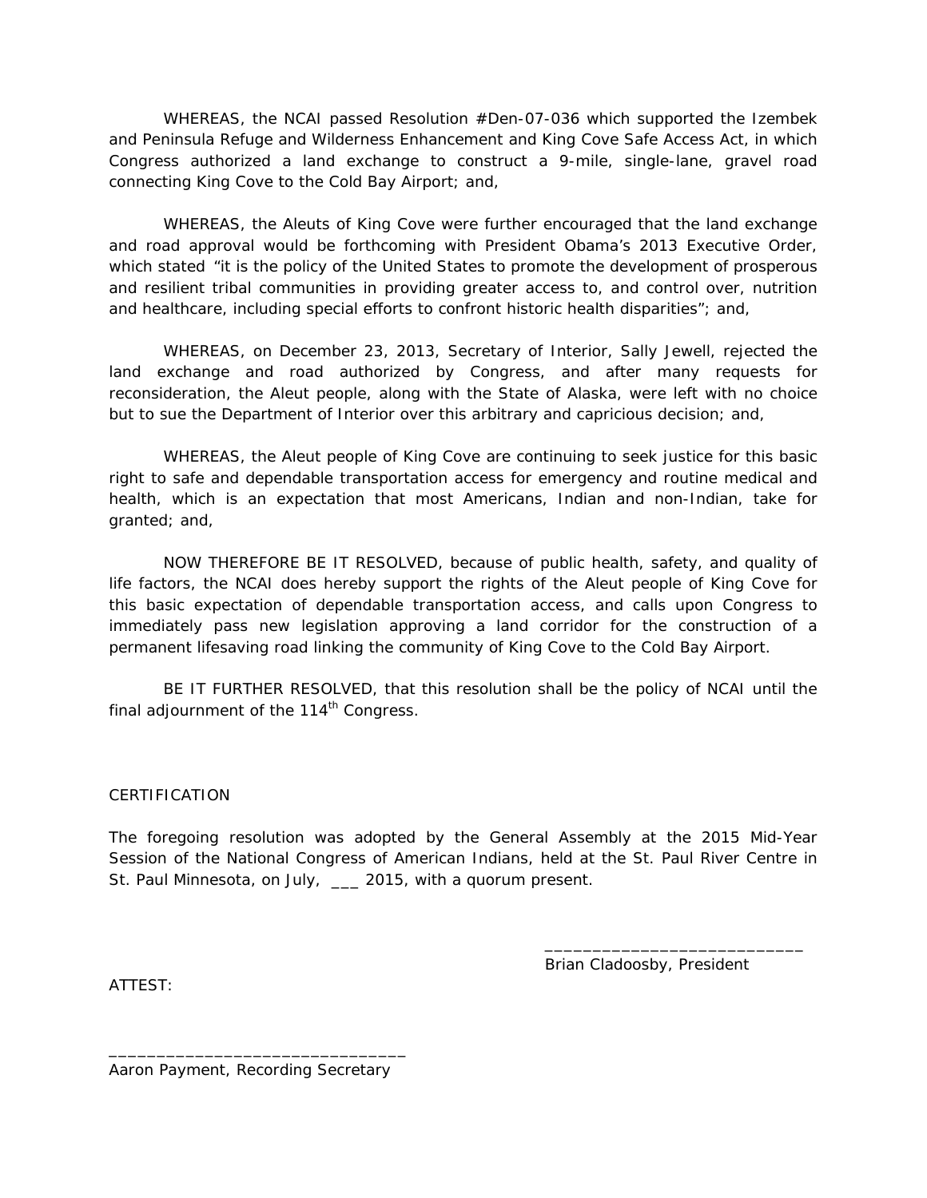WHEREAS, the NCAI passed Resolution #Den-07-036 which supported the Izembek and Peninsula Refuge and Wilderness Enhancement and King Cove Safe Access Act, in which Congress authorized a land exchange to construct a 9-mile, single-lane, gravel road connecting King Cove to the Cold Bay Airport; and,

WHEREAS, the Aleuts of King Cove were further encouraged that the land exchange and road approval would be forthcoming with President Obama's 2013 Executive Order, which stated "it is the policy of the United States to promote the development of prosperous and resilient tribal communities in providing greater access to, and control over, nutrition and healthcare, including special efforts to confront historic health disparities"; and,

WHEREAS, on December 23, 2013, Secretary of Interior, Sally Jewell, rejected the land exchange and road authorized by Congress, and after many requests for reconsideration, the Aleut people, along with the State of Alaska, were left with no choice but to sue the Department of Interior over this arbitrary and capricious decision; and,

WHEREAS, the Aleut people of King Cove are continuing to seek justice for this basic right to safe and dependable transportation access for emergency and routine medical and health, which is an expectation that most Americans, Indian and non-Indian, take for granted; and,

NOW THEREFORE BE IT RESOLVED, because of public health, safety, and quality of life factors, the NCAI does hereby support the rights of the Aleut people of King Cove for this basic expectation of dependable transportation access, and calls upon Congress to immediately pass new legislation approving a land corridor for the construction of a permanent lifesaving road linking the community of King Cove to the Cold Bay Airport.

BE IT FURTHER RESOLVED, that this resolution shall be the policy of NCAI until the final adjournment of the 114th Congress.

CERTIFICATION

The foregoing resolution was adopted by the General Assembly at the 2015 Mid-Year Session of the National Congress of American Indians, held at the St. Paul River Centre in St. Paul Minnesota, on July, ___ 2015, with a quorum present.

___________________________
Brian Cladoosby, President

ATTEST:

_______________________________
Aaron Payment, Recording Secretary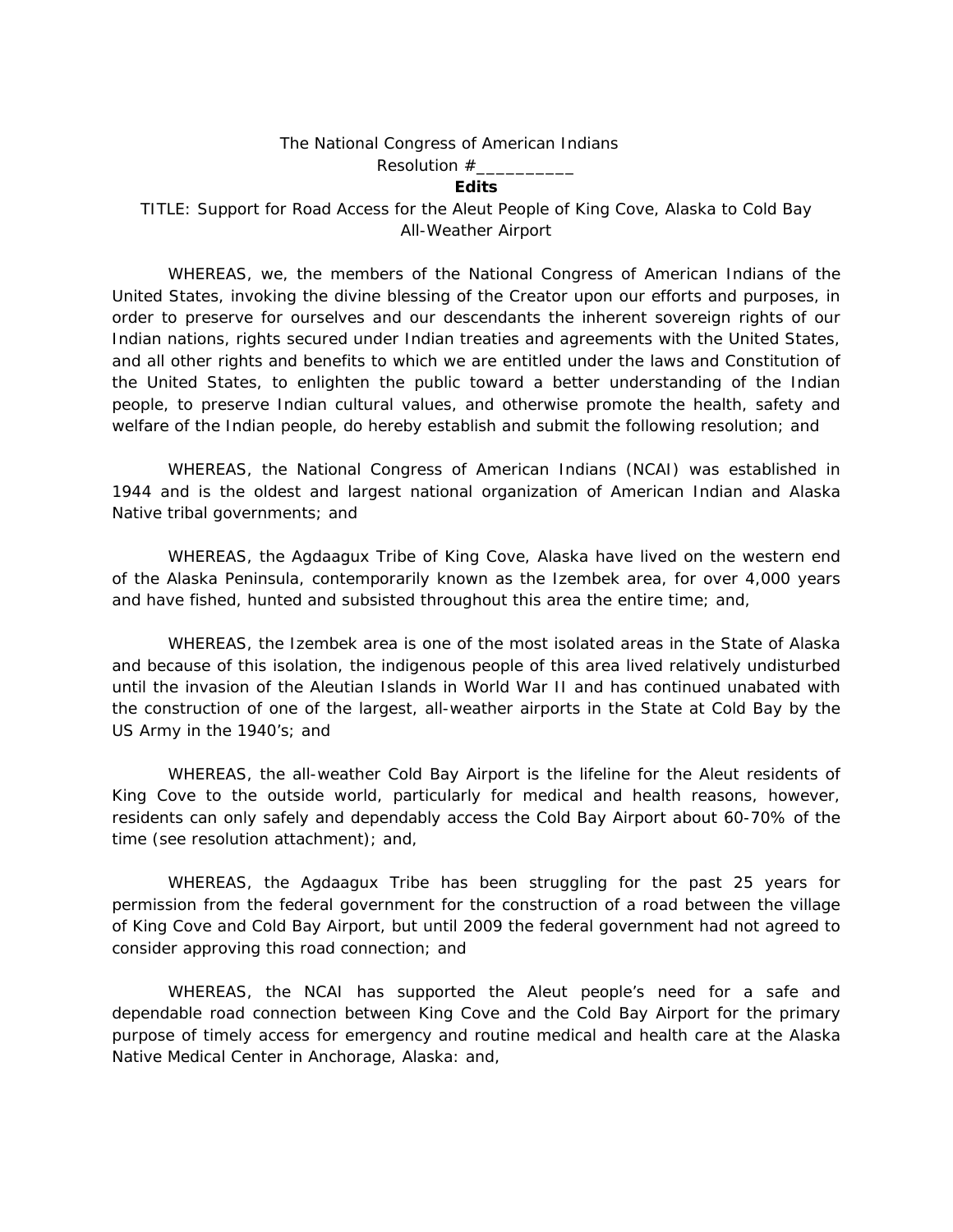The National Congress of American Indians

Resolution #__________

**Edits**

TITLE: Support for Road Access for the Aleut People of King Cove, Alaska to Cold Bay All-Weather Airport

WHEREAS, we, the members of the National Congress of American Indians of the United States, invoking the divine blessing of the Creator upon our efforts and purposes, in order to preserve for ourselves and our descendants the inherent sovereign rights of our Indian nations, rights secured under Indian treaties and agreements with the United States, and all other rights and benefits to which we are entitled under the laws and Constitution of the United States, to enlighten the public toward a better understanding of the Indian people, to preserve Indian cultural values, and otherwise promote the health, safety and welfare of the Indian people, do hereby establish and submit the following resolution; and

WHEREAS, the National Congress of American Indians (NCAI) was established in 1944 and is the oldest and largest national organization of American Indian and Alaska Native tribal governments; and

WHEREAS, the Agdaagux Tribe of King Cove, Alaska have lived on the western end of the Alaska Peninsula, contemporarily known as the Izembek area, for over 4,000 years and have fished, hunted and subsisted throughout this area the entire time; and,

WHEREAS, the Izembek area is one of the most isolated areas in the State of Alaska and because of this isolation, the indigenous people of this area lived relatively undisturbed until the invasion of the Aleutian Islands in World War II and has continued unabated with the construction of one of the largest, all-weather airports in the State at Cold Bay by the US Army in the 1940's; and

WHEREAS, the all-weather Cold Bay Airport is the lifeline for the Aleut residents of King Cove to the outside world, particularly for medical and health reasons, however, residents can only safely and dependably access the Cold Bay Airport about 60-70% of the time (see resolution attachment); and,

WHEREAS, the Agdaagux Tribe has been struggling for the past 25 years for permission from the federal government for the construction of a road between the village of King Cove and Cold Bay Airport, but until 2009 the federal government had not agreed to consider approving this road connection; and

WHEREAS, the NCAI has supported the Aleut people's need for a safe and dependable road connection between King Cove and the Cold Bay Airport for the primary purpose of timely access for emergency and routine medical and health care at the Alaska Native Medical Center in Anchorage, Alaska: and,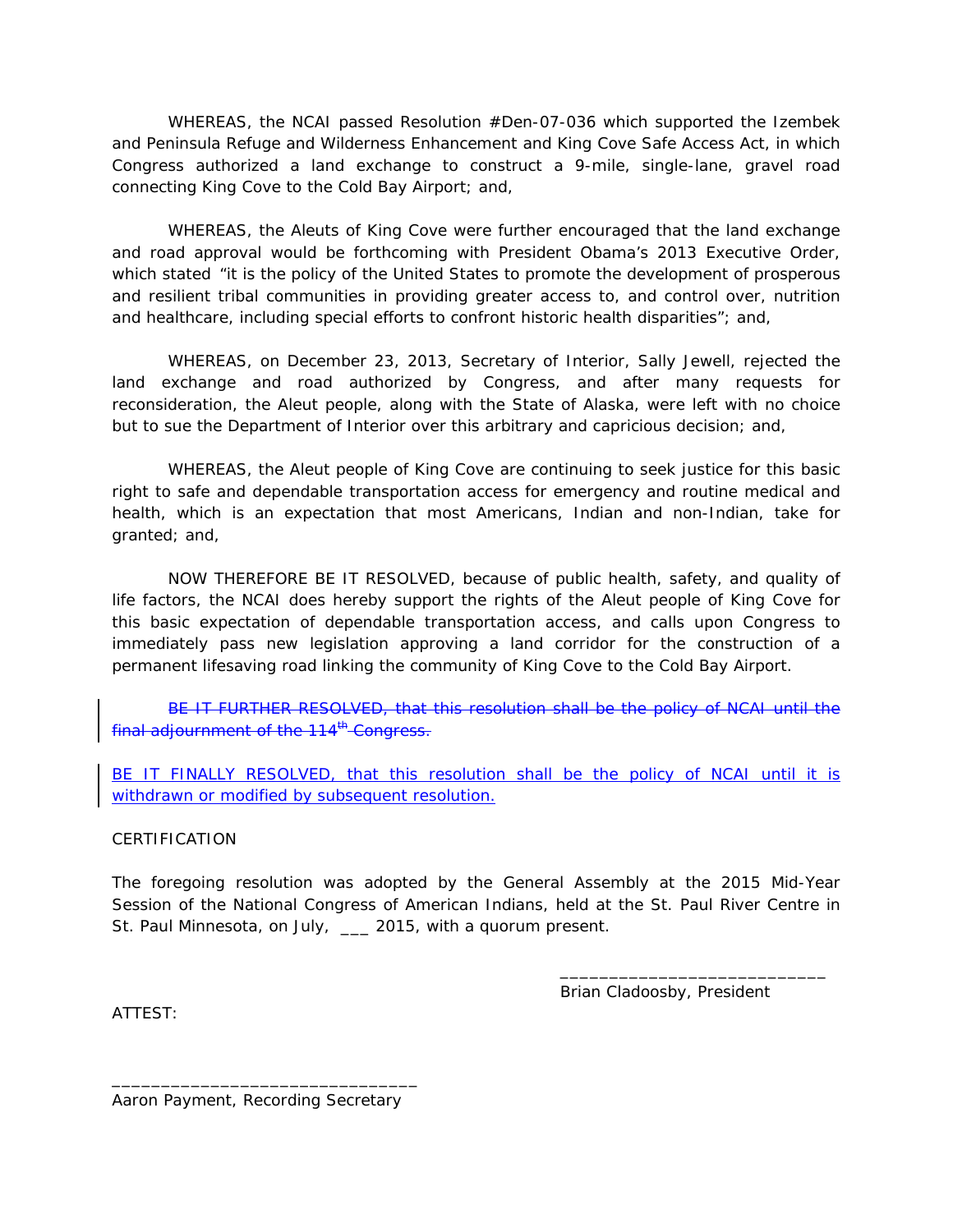WHEREAS, the NCAI passed Resolution #Den-07-036 which supported the Izembek and Peninsula Refuge and Wilderness Enhancement and King Cove Safe Access Act, in which Congress authorized a land exchange to construct a 9-mile, single-lane, gravel road connecting King Cove to the Cold Bay Airport; and,

WHEREAS, the Aleuts of King Cove were further encouraged that the land exchange and road approval would be forthcoming with President Obama's 2013 Executive Order, which stated "it is the policy of the United States to promote the development of prosperous and resilient tribal communities in providing greater access to, and control over, nutrition and healthcare, including special efforts to confront historic health disparities"; and,

WHEREAS, on December 23, 2013, Secretary of Interior, Sally Jewell, rejected the land exchange and road authorized by Congress, and after many requests for reconsideration, the Aleut people, along with the State of Alaska, were left with no choice but to sue the Department of Interior over this arbitrary and capricious decision; and,

WHEREAS, the Aleut people of King Cove are continuing to seek justice for this basic right to safe and dependable transportation access for emergency and routine medical and health, which is an expectation that most Americans, Indian and non-Indian, take for granted; and,

NOW THEREFORE BE IT RESOLVED, because of public health, safety, and quality of life factors, the NCAI does hereby support the rights of the Aleut people of King Cove for this basic expectation of dependable transportation access, and calls upon Congress to immediately pass new legislation approving a land corridor for the construction of a permanent lifesaving road linking the community of King Cove to the Cold Bay Airport.

~~BE IT FURTHER RESOLVED, that this resolution shall be the policy of NCAI until the final adjournment of the 114th Congress.~~

BE IT FINALLY RESOLVED, that this resolution shall be the policy of NCAI until it is withdrawn or modified by subsequent resolution.

CERTIFICATION

The foregoing resolution was adopted by the General Assembly at the 2015 Mid-Year Session of the National Congress of American Indians, held at the St. Paul River Centre in St. Paul Minnesota, on July, ___ 2015, with a quorum present.

___________________________
Brian Cladoosby, President

ATTEST:

_______________________________
Aaron Payment, Recording Secretary